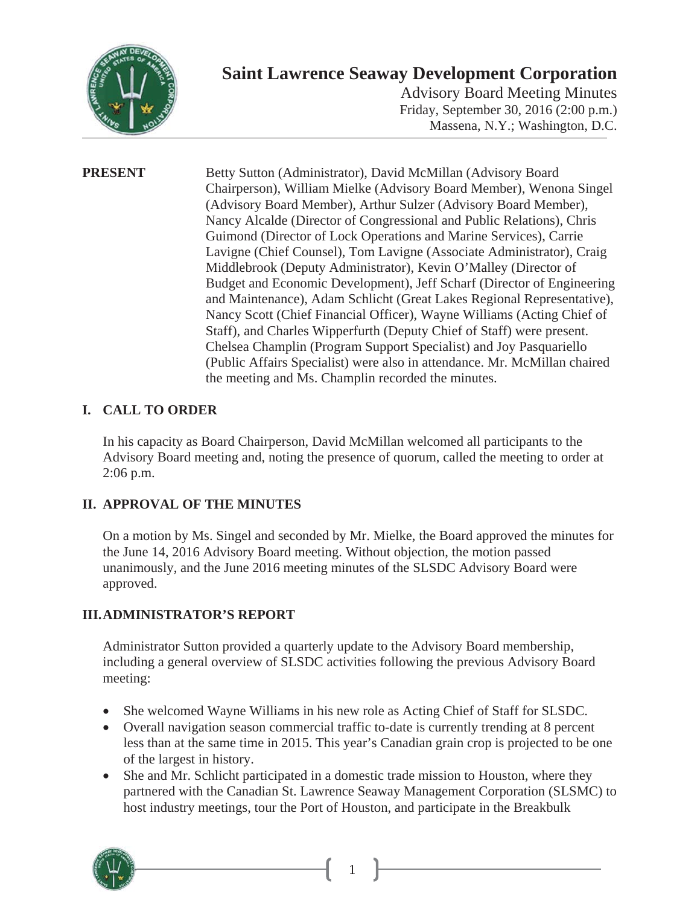# Saint Lawrence Seaway Development Corporation

Advisory Board Meeting Minutes
Friday, September 30, 2016 (2:00 p.m.)
Massena, N.Y.; Washington, D.C.

---

**PRESENT**

Betty Sutton (Administrator), David McMillan (Advisory Board Chairperson), William Mielke (Advisory Board Member), Wenona Singel (Advisory Board Member), Arthur Sulzer (Advisory Board Member), Nancy Alcalde (Director of Congressional and Public Relations), Chris Guimond (Director of Lock Operations and Marine Services), Carrie Lavigne (Chief Counsel), Tom Lavigne (Associate Administrator), Craig Middlebrook (Deputy Administrator), Kevin O'Malley (Director of Budget and Economic Development), Jeff Scharf (Director of Engineering and Maintenance), Adam Schlicht (Great Lakes Regional Representative), Nancy Scott (Chief Financial Officer), Wayne Williams (Acting Chief of Staff), and Charles Wipperfurth (Deputy Chief of Staff) were present. Chelsea Champlin (Program Support Specialist) and Joy Pasquariello (Public Affairs Specialist) were also in attendance. Mr. McMillan chaired the meeting and Ms. Champlin recorded the minutes.

## I. CALL TO ORDER

In his capacity as Board Chairperson, David McMillan welcomed all participants to the Advisory Board meeting and, noting the presence of quorum, called the meeting to order at 2:06 p.m.

## II. APPROVAL OF THE MINUTES

On a motion by Ms. Singel and seconded by Mr. Mielke, the Board approved the minutes for the June 14, 2016 Advisory Board meeting. Without objection, the motion passed unanimously, and the June 2016 meeting minutes of the SLSDC Advisory Board were approved.

## III. ADMINISTRATOR'S REPORT

Administrator Sutton provided a quarterly update to the Advisory Board membership, including a general overview of SLSDC activities following the previous Advisory Board meeting:

- She welcomed Wayne Williams in his new role as Acting Chief of Staff for SLSDC.
- Overall navigation season commercial traffic to-date is currently trending at 8 percent less than at the same time in 2015. This year's Canadian grain crop is projected to be one of the largest in history.
- She and Mr. Schlicht participated in a domestic trade mission to Houston, where they partnered with the Canadian St. Lawrence Seaway Management Corporation (SLSMC) to host industry meetings, tour the Port of Houston, and participate in the Breakbulk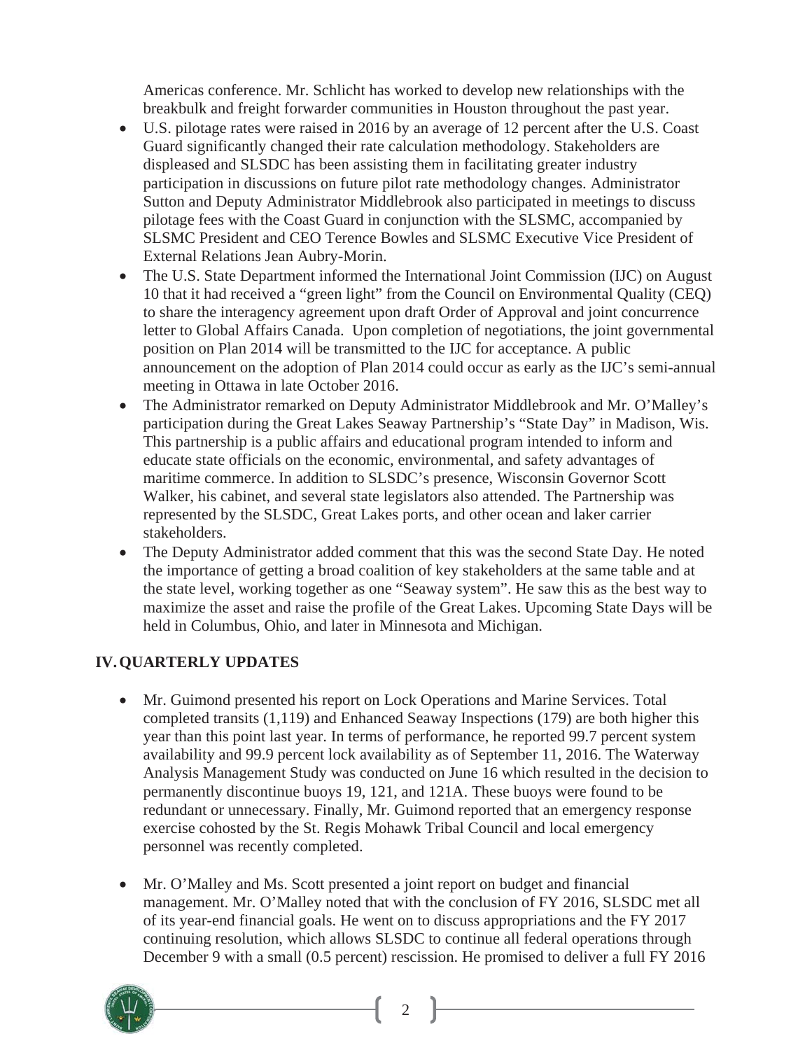Americas conference. Mr. Schlicht has worked to develop new relationships with the breakbulk and freight forwarder communities in Houston throughout the past year.

- U.S. pilotage rates were raised in 2016 by an average of 12 percent after the U.S. Coast Guard significantly changed their rate calculation methodology. Stakeholders are displeased and SLSDC has been assisting them in facilitating greater industry participation in discussions on future pilot rate methodology changes. Administrator Sutton and Deputy Administrator Middlebrook also participated in meetings to discuss pilotage fees with the Coast Guard in conjunction with the SLSMC, accompanied by SLSMC President and CEO Terence Bowles and SLSMC Executive Vice President of External Relations Jean Aubry-Morin.
- The U.S. State Department informed the International Joint Commission (IJC) on August 10 that it had received a "green light" from the Council on Environmental Quality (CEQ) to share the interagency agreement upon draft Order of Approval and joint concurrence letter to Global Affairs Canada. Upon completion of negotiations, the joint governmental position on Plan 2014 will be transmitted to the IJC for acceptance. A public announcement on the adoption of Plan 2014 could occur as early as the IJC's semi-annual meeting in Ottawa in late October 2016.
- The Administrator remarked on Deputy Administrator Middlebrook and Mr. O'Malley's participation during the Great Lakes Seaway Partnership's "State Day" in Madison, Wis. This partnership is a public affairs and educational program intended to inform and educate state officials on the economic, environmental, and safety advantages of maritime commerce. In addition to SLSDC's presence, Wisconsin Governor Scott Walker, his cabinet, and several state legislators also attended. The Partnership was represented by the SLSDC, Great Lakes ports, and other ocean and laker carrier stakeholders.
- The Deputy Administrator added comment that this was the second State Day. He noted the importance of getting a broad coalition of key stakeholders at the same table and at the state level, working together as one "Seaway system". He saw this as the best way to maximize the asset and raise the profile of the Great Lakes. Upcoming State Days will be held in Columbus, Ohio, and later in Minnesota and Michigan.

## IV. QUARTERLY UPDATES

- Mr. Guimond presented his report on Lock Operations and Marine Services. Total completed transits (1,119) and Enhanced Seaway Inspections (179) are both higher this year than this point last year. In terms of performance, he reported 99.7 percent system availability and 99.9 percent lock availability as of September 11, 2016. The Waterway Analysis Management Study was conducted on June 16 which resulted in the decision to permanently discontinue buoys 19, 121, and 121A. These buoys were found to be redundant or unnecessary. Finally, Mr. Guimond reported that an emergency response exercise cohosted by the St. Regis Mohawk Tribal Council and local emergency personnel was recently completed.

- Mr. O'Malley and Ms. Scott presented a joint report on budget and financial management. Mr. O'Malley noted that with the conclusion of FY 2016, SLSDC met all of its year-end financial goals. He went on to discuss appropriations and the FY 2017 continuing resolution, which allows SLSDC to continue all federal operations through December 9 with a small (0.5 percent) rescission. He promised to deliver a full FY 2016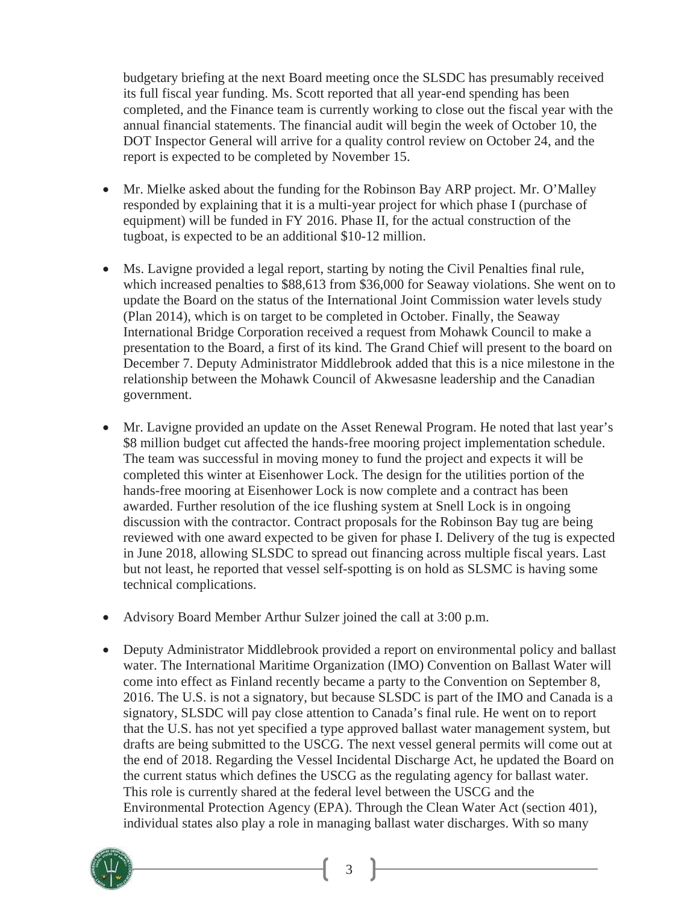budgetary briefing at the next Board meeting once the SLSDC has presumably received its full fiscal year funding. Ms. Scott reported that all year-end spending has been completed, and the Finance team is currently working to close out the fiscal year with the annual financial statements. The financial audit will begin the week of October 10, the DOT Inspector General will arrive for a quality control review on October 24, and the report is expected to be completed by November 15.

- Mr. Mielke asked about the funding for the Robinson Bay ARP project. Mr. O'Malley responded by explaining that it is a multi-year project for which phase I (purchase of equipment) will be funded in FY 2016. Phase II, for the actual construction of the tugboat, is expected to be an additional $10-12 million.

- Ms. Lavigne provided a legal report, starting by noting the Civil Penalties final rule, which increased penalties to $88,613 from $36,000 for Seaway violations. She went on to update the Board on the status of the International Joint Commission water levels study (Plan 2014), which is on target to be completed in October. Finally, the Seaway International Bridge Corporation received a request from Mohawk Council to make a presentation to the Board, a first of its kind. The Grand Chief will present to the board on December 7. Deputy Administrator Middlebrook added that this is a nice milestone in the relationship between the Mohawk Council of Akwesasne leadership and the Canadian government.

- Mr. Lavigne provided an update on the Asset Renewal Program. He noted that last year's $8 million budget cut affected the hands-free mooring project implementation schedule. The team was successful in moving money to fund the project and expects it will be completed this winter at Eisenhower Lock. The design for the utilities portion of the hands-free mooring at Eisenhower Lock is now complete and a contract has been awarded. Further resolution of the ice flushing system at Snell Lock is in ongoing discussion with the contractor. Contract proposals for the Robinson Bay tug are being reviewed with one award expected to be given for phase I. Delivery of the tug is expected in June 2018, allowing SLSDC to spread out financing across multiple fiscal years. Last but not least, he reported that vessel self-spotting is on hold as SLSMC is having some technical complications.

- Advisory Board Member Arthur Sulzer joined the call at 3:00 p.m.

- Deputy Administrator Middlebrook provided a report on environmental policy and ballast water. The International Maritime Organization (IMO) Convention on Ballast Water will come into effect as Finland recently became a party to the Convention on September 8, 2016. The U.S. is not a signatory, but because SLSDC is part of the IMO and Canada is a signatory, SLSDC will pay close attention to Canada's final rule. He went on to report that the U.S. has not yet specified a type approved ballast water management system, but drafts are being submitted to the USCG. The next vessel general permits will come out at the end of 2018. Regarding the Vessel Incidental Discharge Act, he updated the Board on the current status which defines the USCG as the regulating agency for ballast water. This role is currently shared at the federal level between the USCG and the Environmental Protection Agency (EPA). Through the Clean Water Act (section 401), individual states also play a role in managing ballast water discharges. With so many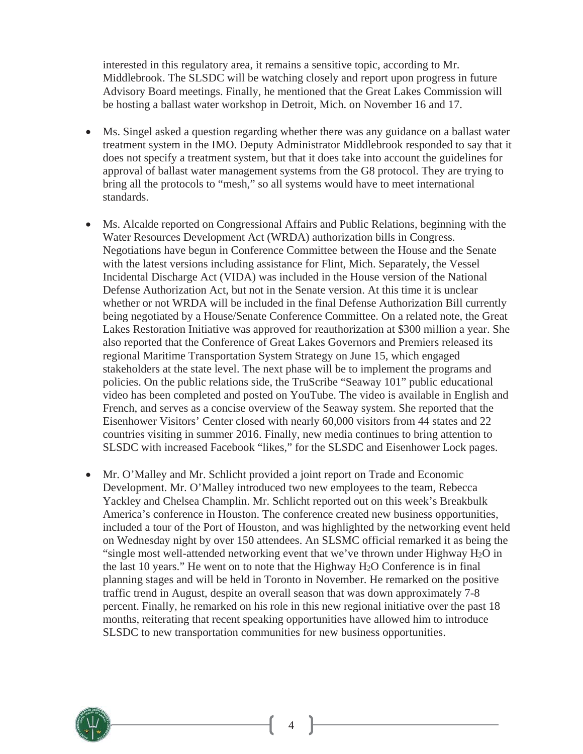interested in this regulatory area, it remains a sensitive topic, according to Mr. Middlebrook. The SLSDC will be watching closely and report upon progress in future Advisory Board meetings. Finally, he mentioned that the Great Lakes Commission will be hosting a ballast water workshop in Detroit, Mich. on November 16 and 17.

- Ms. Singel asked a question regarding whether there was any guidance on a ballast water treatment system in the IMO. Deputy Administrator Middlebrook responded to say that it does not specify a treatment system, but that it does take into account the guidelines for approval of ballast water management systems from the G8 protocol. They are trying to bring all the protocols to "mesh," so all systems would have to meet international standards.

- Ms. Alcalde reported on Congressional Affairs and Public Relations, beginning with the Water Resources Development Act (WRDA) authorization bills in Congress. Negotiations have begun in Conference Committee between the House and the Senate with the latest versions including assistance for Flint, Mich. Separately, the Vessel Incidental Discharge Act (VIDA) was included in the House version of the National Defense Authorization Act, but not in the Senate version. At this time it is unclear whether or not WRDA will be included in the final Defense Authorization Bill currently being negotiated by a House/Senate Conference Committee. On a related note, the Great Lakes Restoration Initiative was approved for reauthorization at $300 million a year. She also reported that the Conference of Great Lakes Governors and Premiers released its regional Maritime Transportation System Strategy on June 15, which engaged stakeholders at the state level. The next phase will be to implement the programs and policies. On the public relations side, the TruScribe "Seaway 101" public educational video has been completed and posted on YouTube. The video is available in English and French, and serves as a concise overview of the Seaway system. She reported that the Eisenhower Visitors' Center closed with nearly 60,000 visitors from 44 states and 22 countries visiting in summer 2016. Finally, new media continues to bring attention to SLSDC with increased Facebook "likes," for the SLSDC and Eisenhower Lock pages.

- Mr. O'Malley and Mr. Schlicht provided a joint report on Trade and Economic Development. Mr. O'Malley introduced two new employees to the team, Rebecca Yackley and Chelsea Champlin. Mr. Schlicht reported out on this week's Breakbulk America's conference in Houston. The conference created new business opportunities, included a tour of the Port of Houston, and was highlighted by the networking event held on Wednesday night by over 150 attendees. An SLSMC official remarked it as being the "single most well-attended networking event that we've thrown under Highway $H_2O$ in the last 10 years." He went on to note that the Highway $H_2O$ Conference is in final planning stages and will be held in Toronto in November. He remarked on the positive traffic trend in August, despite an overall season that was down approximately 7-8 percent. Finally, he remarked on his role in this new regional initiative over the past 18 months, reiterating that recent speaking opportunities have allowed him to introduce SLSDC to new transportation communities for new business opportunities.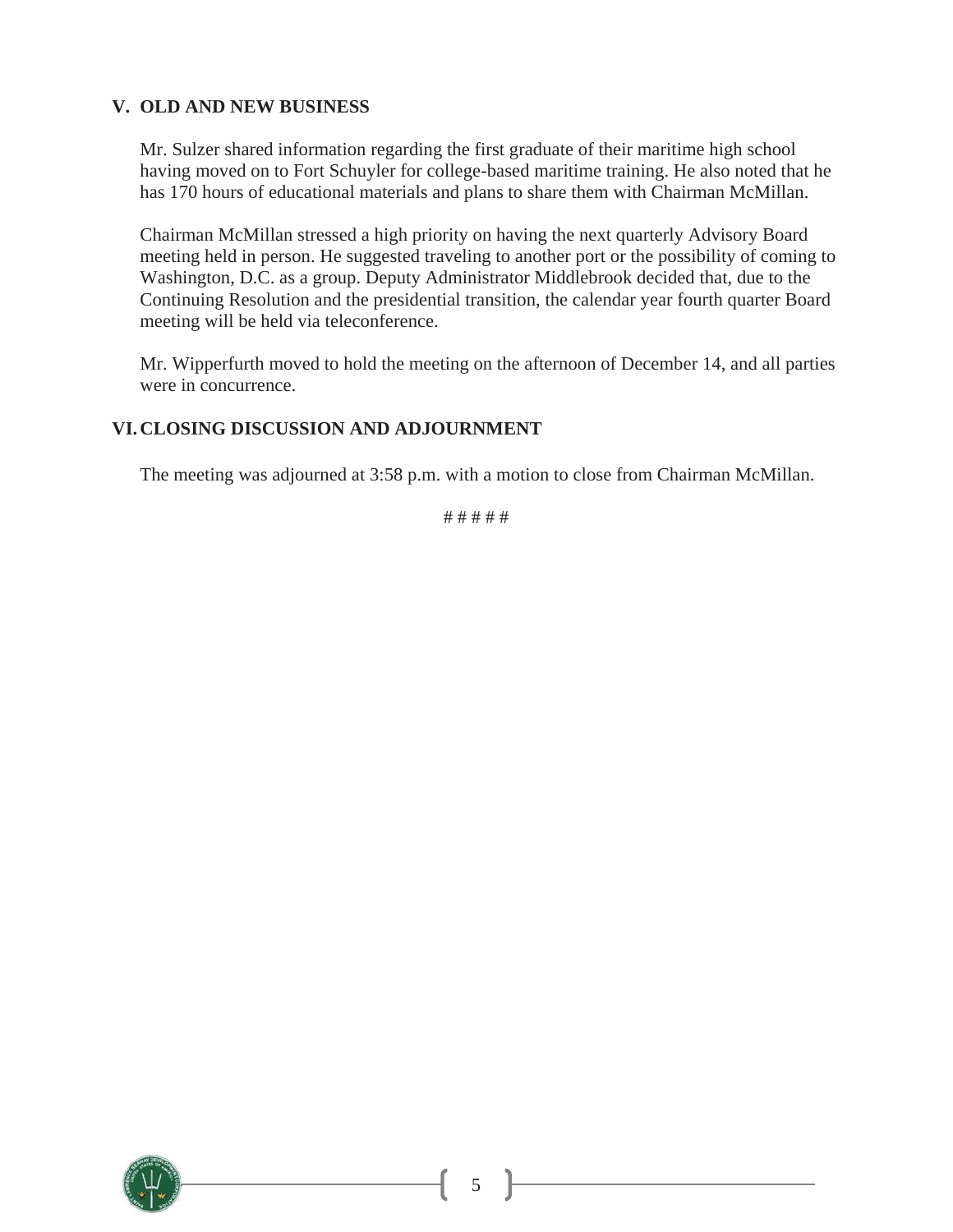## V. OLD AND NEW BUSINESS

Mr. Sulzer shared information regarding the first graduate of their maritime high school having moved on to Fort Schuyler for college-based maritime training. He also noted that he has 170 hours of educational materials and plans to share them with Chairman McMillan.

Chairman McMillan stressed a high priority on having the next quarterly Advisory Board meeting held in person. He suggested traveling to another port or the possibility of coming to Washington, D.C. as a group. Deputy Administrator Middlebrook decided that, due to the Continuing Resolution and the presidential transition, the calendar year fourth quarter Board meeting will be held via teleconference.

Mr. Wipperfurth moved to hold the meeting on the afternoon of December 14, and all parties were in concurrence.

## VI. CLOSING DISCUSSION AND ADJOURNMENT

The meeting was adjourned at 3:58 p.m. with a motion to close from Chairman McMillan.

# # # # #